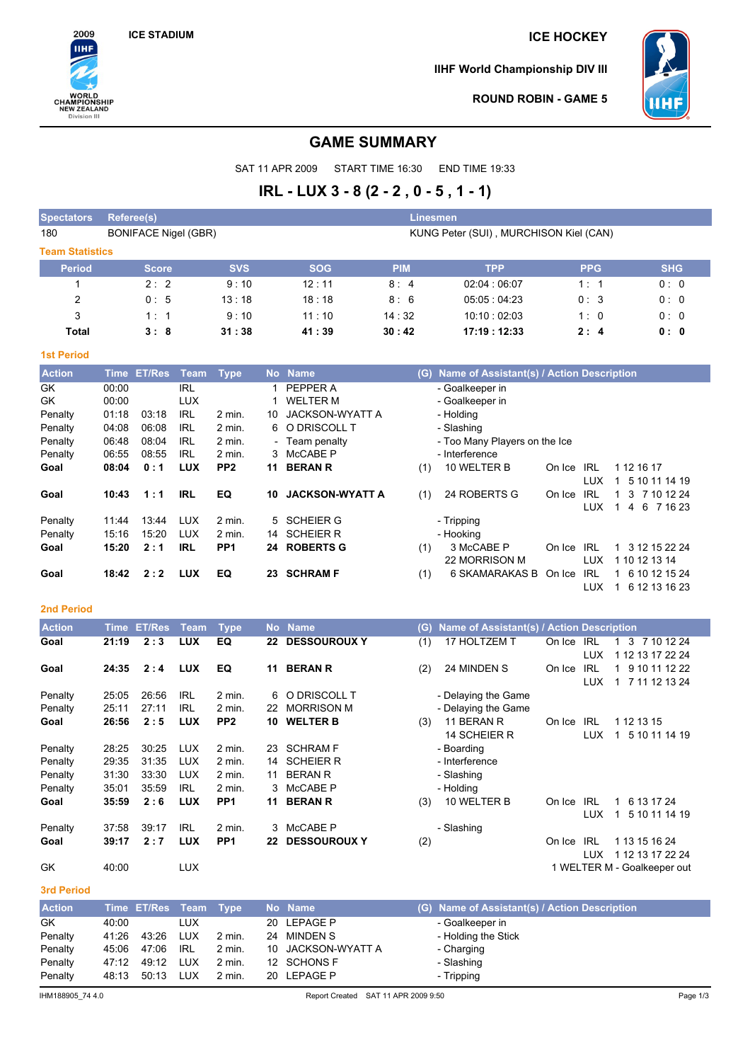ICE STADIUM

# ICE HOCKEY

IIHF World Championship DIV III

ROUND ROBIN - GAME 5

## GAME SUMMARY

SAT 11 APR 2009 START TIME 16:30 END TIME 19:33

## IRL - LUX 3 - 8 (2 - 2 , 0 - 5 , 1 - 1)

| Spectators | Referee(s) | Linesmen |
|---|---|---|
| 180 | BONIFACE Nigel (GBR) | KUNG Peter (SUI) , MURCHISON Kiel (CAN) |

### Team Statistics

| Period | Score | SVS | SOG | PIM | TPP | PPG | SHG |
|---|---|---|---|---|---|---|---|
| 1 | 2 : 2 | 9 : 10 | 12 : 11 | 8 : 4 | 02:04 : 06:07 | 1 : 1 | 0 : 0 |
| 2 | 0 : 5 | 13 : 18 | 18 : 18 | 8 : 6 | 05:05 : 04:23 | 0 : 3 | 0 : 0 |
| 3 | 1 : 1 | 9 : 10 | 11 : 10 | 14 : 32 | 10:10 : 02:03 | 1 : 0 | 0 : 0 |
| **Total** | **3 : 8** | **31 : 38** | **41 : 39** | **30 : 42** | **17:19 : 12:33** | **2 : 4** | **0 : 0** |

### 1st Period

| Action | Time | ET/Res | Team | Type | No | Name | (G) | Name of Assistant(s) / Action Description | | | |
|---|---|---|---|---|---|---|---|---|---|---|---|
| GK | 00:00 | | IRL | | 1 | PEPPER A | | - Goalkeeper in | | | |
| GK | 00:00 | | LUX | | 1 | WELTER M | | - Goalkeeper in | | | |
| Penalty | 01:18 | 03:18 | IRL | 2 min. | 10 | JACKSON-WYATT A | | - Holding | | | |
| Penalty | 04:08 | 06:08 | IRL | 2 min. | 6 | O DRISCOLL T | | - Slashing | | | |
| Penalty | 06:48 | 08:04 | IRL | 2 min. | - | Team penalty | | - Too Many Players on the Ice | | | |
| Penalty | 06:55 | 08:55 | IRL | 2 min. | 3 | McCABE P | | - Interference | | | |
| **Goal** | **08:04** | **0 : 1** | **LUX** | **PP2** | **11** | **BERAN R** | (1) | 10 WELTER B | On Ice | IRL | 1 12 16 17 |
| | | | | | | | | | | LUX | 1 5 10 11 14 19 |
| **Goal** | **10:43** | **1 : 1** | **IRL** | **EQ** | **10** | **JACKSON-WYATT A** | (1) | 24 ROBERTS G | On Ice | IRL | 1 3 7 10 12 24 |
| | | | | | | | | | | LUX | 1 4 6 7 16 23 |
| Penalty | 11:44 | 13:44 | LUX | 2 min. | 5 | SCHEIER G | | - Tripping | | | |
| Penalty | 15:16 | 15:20 | LUX | 2 min. | 14 | SCHEIER R | | - Hooking | | | |
| **Goal** | **15:20** | **2 : 1** | **IRL** | **PP1** | **24** | **ROBERTS G** | (1) | 3 McCABE P | On Ice | IRL | 1 3 12 15 22 24 |
| | | | | | | | | 22 MORRISON M | | LUX | 1 10 12 13 14 |
| **Goal** | **18:42** | **2 : 2** | **LUX** | **EQ** | **23** | **SCHRAM F** | (1) | 6 SKAMARAKAS B | On Ice | IRL | 1 6 10 12 15 24 |
| | | | | | | | | | | LUX | 1 6 12 13 16 23 |

### 2nd Period

| Action | Time | ET/Res | Team | Type | No | Name | (G) | Name of Assistant(s) / Action Description | | | |
|---|---|---|---|---|---|---|---|---|---|---|---|
| **Goal** | **21:19** | **2 : 3** | **LUX** | **EQ** | **22** | **DESSOUROUX Y** | (1) | 17 HOLTZEM T | On Ice | IRL | 1 3 7 10 12 24 |
| | | | | | | | | | | LUX | 1 12 13 17 22 24 |
| **Goal** | **24:35** | **2 : 4** | **LUX** | **EQ** | **11** | **BERAN R** | (2) | 24 MINDEN S | On Ice | IRL | 1 9 10 11 12 22 |
| | | | | | | | | | | LUX | 1 7 11 12 13 24 |
| Penalty | 25:05 | 26:56 | IRL | 2 min. | 6 | O DRISCOLL T | | - Delaying the Game | | | |
| Penalty | 25:11 | 27:11 | IRL | 2 min. | 22 | MORRISON M | | - Delaying the Game | | | |
| **Goal** | **26:56** | **2 : 5** | **LUX** | **PP2** | **10** | **WELTER B** | (3) | 11 BERAN R | On Ice | IRL | 1 12 13 15 |
| | | | | | | | | 14 SCHEIER R | | LUX | 1 5 10 11 14 19 |
| Penalty | 28:25 | 30:25 | LUX | 2 min. | 23 | SCHRAM F | | - Boarding | | | |
| Penalty | 29:35 | 31:35 | LUX | 2 min. | 14 | SCHEIER R | | - Interference | | | |
| Penalty | 31:30 | 33:30 | LUX | 2 min. | 11 | BERAN R | | - Slashing | | | |
| Penalty | 35:01 | 35:59 | IRL | 2 min. | 3 | McCABE P | | - Holding | | | |
| **Goal** | **35:59** | **2 : 6** | **LUX** | **PP1** | **11** | **BERAN R** | (3) | 10 WELTER B | On Ice | IRL | 1 6 13 17 24 |
| | | | | | | | | | | LUX | 1 5 10 11 14 19 |
| Penalty | 37:58 | 39:17 | IRL | 2 min. | 3 | McCABE P | | - Slashing | | | |
| **Goal** | **39:17** | **2 : 7** | **LUX** | **PP1** | **22** | **DESSOUROUX Y** | (2) | | On Ice | IRL | 1 13 15 16 24 |
| | | | | | | | | | | LUX | 1 12 13 17 22 24 |
| GK | 40:00 | | LUX | | | | | 1 WELTER M - Goalkeeper out | | | |

### 3rd Period

| Action | Time | ET/Res | Team | Type | No | Name | (G) | Name of Assistant(s) / Action Description |
|---|---|---|---|---|---|---|---|---|
| GK | 40:00 | | LUX | | 20 | LEPAGE P | | - Goalkeeper in |
| Penalty | 41:26 | 43:26 | LUX | 2 min. | 24 | MINDEN S | | - Holding the Stick |
| Penalty | 45:06 | 47:06 | IRL | 2 min. | 10 | JACKSON-WYATT A | | - Charging |
| Penalty | 47:12 | 49:12 | LUX | 2 min. | 12 | SCHONS F | | - Slashing |
| Penalty | 48:13 | 50:13 | LUX | 2 min. | 20 | LEPAGE P | | - Tripping |

IHM188905_74 4.0 Report Created SAT 11 APR 2009 9:50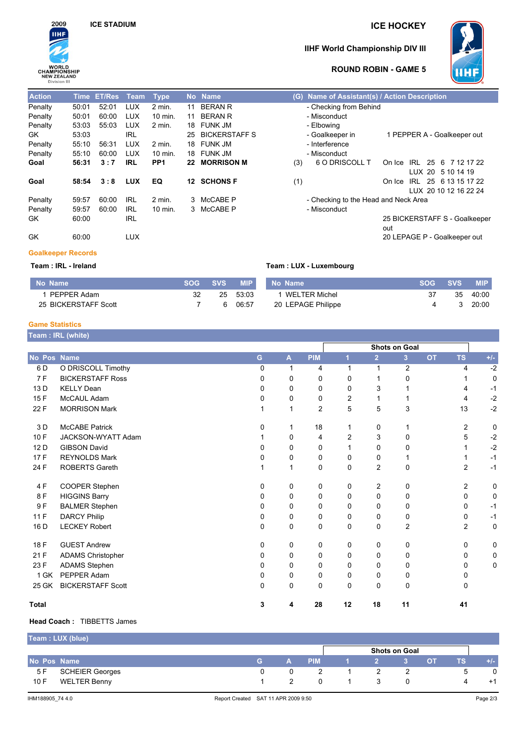2009 IIHF WORLD CHAMPIONSHIP NEW ZEALAND Division III

ICE STADIUM

# ICE HOCKEY

## IIHF World Championship DIV III

### ROUND ROBIN - GAME 5

| Action | Time | ET/Res | Team | Type | No | Name | (G) | Name of Assistant(s) / Action Description | |
|---|---|---|---|---|---|---|---|---|---|
| Penalty | 50:01 | 52:01 | LUX | 2 min. | 11 | BERAN R | | - Checking from Behind | |
| Penalty | 50:01 | 60:00 | LUX | 10 min. | 11 | BERAN R | | - Misconduct | |
| Penalty | 53:03 | 55:03 | LUX | 2 min. | 18 | FUNK JM | | - Elbowing | |
| GK | 53:03 | | IRL | | 25 | BICKERSTAFF S | | - Goalkeeper in | 1 PEPPER A - Goalkeeper out |
| Penalty | 55:10 | 56:31 | LUX | 2 min. | 18 | FUNK JM | | - Interference | |
| Penalty | 55:10 | 60:00 | LUX | 10 min. | 18 | FUNK JM | | - Misconduct | |
| **Goal** | **56:31** | **3 : 7** | **IRL** | **PP1** | **22** | **MORRISON M** | (3) | 6 O DRISCOLL T | On Ice IRL 25 6 7 12 17 22 LUX 20 5 10 14 19 |
| **Goal** | **58:54** | **3 : 8** | **LUX** | **EQ** | **12** | **SCHONS F** | (1) | | On Ice IRL 25 6 13 15 17 22 LUX 20 10 12 16 22 24 |
| Penalty | 59:57 | 60:00 | IRL | 2 min. | 3 | McCABE P | | - Checking to the Head and Neck Area | |
| Penalty | 59:57 | 60:00 | IRL | 10 min. | 3 | McCABE P | | - Misconduct | |
| GK | 60:00 | | IRL | | | | | | 25 BICKERSTAFF S - Goalkeeper out |
| GK | 60:00 | | LUX | | | | | | 20 LEPAGE P - Goalkeeper out |

## Goalkeeper Records

**Team : IRL - Ireland**

| No | Name | SOG | SVS | MIP |
|---|---|---|---|---|
| 1 | PEPPER Adam | 32 | 25 | 53:03 |
| 25 | BICKERSTAFF Scott | 7 | 6 | 06:57 |

**Team : LUX - Luxembourg**

| No | Name | SOG | SVS | MIP |
|---|---|---|---|---|
| 1 | WELTER Michel | 37 | 35 | 40:00 |
| 20 | LEPAGE Philippe | 4 | 3 | 20:00 |

## Game Statistics

**Team : IRL (white)**

| | | | | | | Shots on Goal | | | | | |
|---|---|---|---|---|---|---|---|---|---|---|---|
| No | Pos | Name | G | A | PIM | 1 | 2 | 3 | OT | TS | +/- |
| 6 | D | O DRISCOLL Timothy | 0 | 1 | 4 | 1 | 1 | 2 | | 4 | -2 |
| 7 | F | BICKERSTAFF Ross | 0 | 0 | 0 | 0 | 1 | 0 | | 1 | 0 |
| 13 | D | KELLY Dean | 0 | 0 | 0 | 0 | 3 | 1 | | 4 | -1 |
| 15 | F | McCAUL Adam | 0 | 0 | 0 | 2 | 1 | 1 | | 4 | -2 |
| 22 | F | MORRISON Mark | 1 | 1 | 2 | 5 | 5 | 3 | | 13 | -2 |
| 3 | D | McCABE Patrick | 0 | 1 | 18 | 1 | 0 | 1 | | 2 | 0 |
| 10 | F | JACKSON-WYATT Adam | 1 | 0 | 4 | 2 | 3 | 0 | | 5 | -2 |
| 12 | D | GIBSON David | 0 | 0 | 0 | 1 | 0 | 0 | | 1 | -2 |
| 17 | F | REYNOLDS Mark | 0 | 0 | 0 | 0 | 0 | 1 | | 1 | -1 |
| 24 | F | ROBERTS Gareth | 1 | 1 | 0 | 0 | 2 | 0 | | 2 | -1 |
| 4 | F | COOPER Stephen | 0 | 0 | 0 | 0 | 2 | 0 | | 2 | 0 |
| 8 | F | HIGGINS Barry | 0 | 0 | 0 | 0 | 0 | 0 | | 0 | 0 |
| 9 | F | BALMER Stephen | 0 | 0 | 0 | 0 | 0 | 0 | | 0 | -1 |
| 11 | F | DARCY Philip | 0 | 0 | 0 | 0 | 0 | 0 | | 0 | -1 |
| 16 | D | LECKEY Robert | 0 | 0 | 0 | 0 | 0 | 2 | | 2 | 0 |
| 18 | F | GUEST Andrew | 0 | 0 | 0 | 0 | 0 | 0 | | 0 | 0 |
| 21 | F | ADAMS Christopher | 0 | 0 | 0 | 0 | 0 | 0 | | 0 | 0 |
| 23 | F | ADAMS Stephen | 0 | 0 | 0 | 0 | 0 | 0 | | 0 | 0 |
| 1 | GK | PEPPER Adam | 0 | 0 | 0 | 0 | 0 | 0 | | 0 | |
| 25 | GK | BICKERSTAFF Scott | 0 | 0 | 0 | 0 | 0 | 0 | | 0 | |
| **Total** | | | **3** | **4** | **28** | **12** | **18** | **11** | | **41** | |

**Head Coach :** TIBBETTS James

**Team : LUX (blue)**

| | | | | | | Shots on Goal | | | | | |
|---|---|---|---|---|---|---|---|---|---|---|---|
| No | Pos | Name | G | A | PIM | 1 | 2 | 3 | OT | TS | +/- |
| 5 | F | SCHEIER Georges | 0 | 0 | 2 | 1 | 2 | 2 | | 5 | 0 |
| 10 | F | WELTER Benny | 1 | 2 | 0 | 1 | 3 | 0 | | 4 | +1 |

IHM188905_74 4.0 Report Created SAT 11 APR 2009 9:50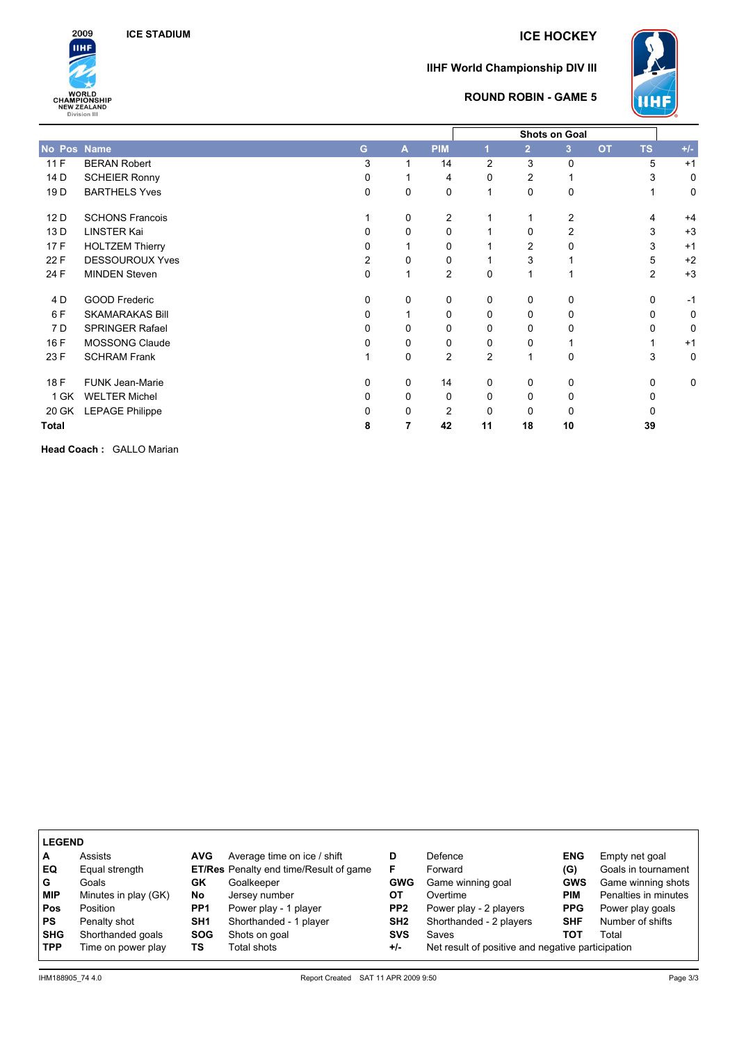2009 IIHF WORLD CHAMPIONSHIP NEW ZEALAND Division III

ICE STADIUM

# ICE HOCKEY

## IIHF World Championship DIV III

### ROUND ROBIN - GAME 5

| No | Pos | Name | G | A | PIM | Shots on Goal 1 | 2 | 3 | OT | TS | +/- |
|---|---|---|---|---|---|---|---|---|---|---|---|
| 11 | F | BERAN Robert | 3 | 1 | 14 | 2 | 3 | 0 | | 5 | +1 |
| 14 | D | SCHEIER Ronny | 0 | 1 | 4 | 0 | 2 | 1 | | 3 | 0 |
| 19 | D | BARTHELS Yves | 0 | 0 | 0 | 1 | 0 | 0 | | 1 | 0 |
| 12 | D | SCHONS Francois | 1 | 0 | 2 | 1 | 1 | 2 | | 4 | +4 |
| 13 | D | LINSTER Kai | 0 | 0 | 0 | 1 | 0 | 2 | | 3 | +3 |
| 17 | F | HOLTZEM Thierry | 0 | 1 | 0 | 1 | 2 | 0 | | 3 | +1 |
| 22 | F | DESSOUROUX Yves | 2 | 0 | 0 | 1 | 3 | 1 | | 5 | +2 |
| 24 | F | MINDEN Steven | 0 | 1 | 2 | 0 | 1 | 1 | | 2 | +3 |
| 4 | D | GOOD Frederic | 0 | 0 | 0 | 0 | 0 | 0 | | 0 | -1 |
| 6 | F | SKAMARAKAS Bill | 0 | 1 | 0 | 0 | 0 | 0 | | 0 | 0 |
| 7 | D | SPRINGER Rafael | 0 | 0 | 0 | 0 | 0 | 0 | | 0 | 0 |
| 16 | F | MOSSONG Claude | 0 | 0 | 0 | 0 | 0 | 1 | | 1 | +1 |
| 23 | F | SCHRAM Frank | 1 | 0 | 2 | 2 | 1 | 0 | | 3 | 0 |
| 18 | F | FUNK Jean-Marie | 0 | 0 | 14 | 0 | 0 | 0 | | 0 | 0 |
| 1 | GK | WELTER Michel | 0 | 0 | 0 | 0 | 0 | 0 | | 0 | |
| 20 | GK | LEPAGE Philippe | 0 | 0 | 2 | 0 | 0 | 0 | | 0 | |
| **Total** | | | **8** | **7** | **42** | **11** | **18** | **10** | | **39** | |

**Head Coach :** GALLO Marian

**LEGEND**

| | | | | | | | |
|---|---|---|---|---|---|---|---|
| **A** | Assists | **AVG** | Average time on ice / shift | **D** | Defence | **ENG** | Empty net goal |
| **EQ** | Equal strength | **ET/Res** | Penalty end time/Result of game | **F** | Forward | **(G)** | Goals in tournament |
| **G** | Goals | **GK** | Goalkeeper | **GWG** | Game winning goal | **GWS** | Game winning shots |
| **MIP** | Minutes in play (GK) | **No** | Jersey number | **OT** | Overtime | **PIM** | Penalties in minutes |
| **Pos** | Position | **PP1** | Power play - 1 player | **PP2** | Power play - 2 players | **PPG** | Power play goals |
| **PS** | Penalty shot | **SH1** | Shorthanded - 1 player | **SH2** | Shorthanded - 2 players | **SHF** | Number of shifts |
| **SHG** | Shorthanded goals | **SOG** | Shots on goal | **SVS** | Saves | **TOT** | Total |
| **TPP** | Time on power play | **TS** | Total shots | **+/-** | Net result of positive and negative participation | | |

IHM188905_74 4.0 Report Created SAT 11 APR 2009 9:50